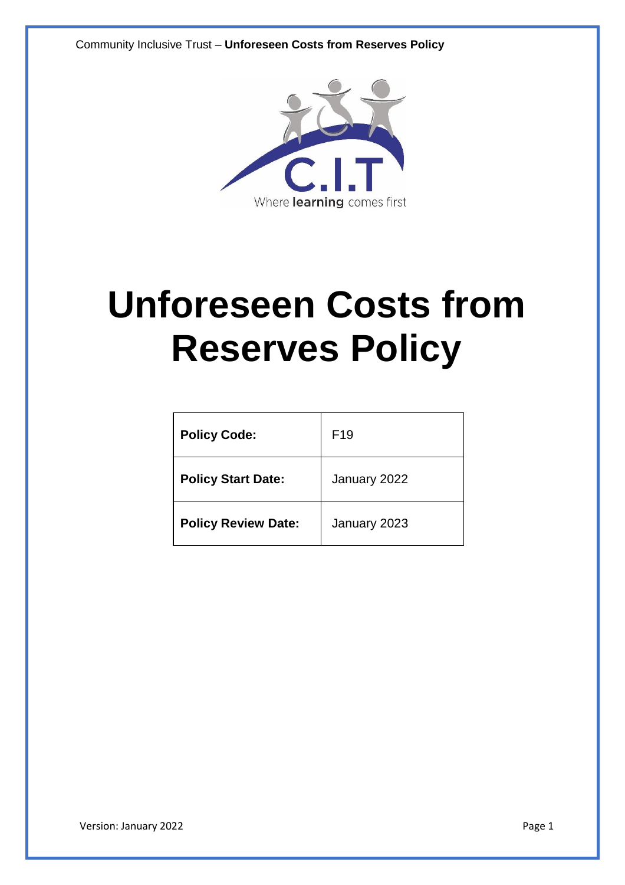Where **learning** comes first

# Unforeseen Costs from Reserves Policy

| Policy Code: | F19 |
|---|---|
| Policy Start Date: | January 2022 |
| Policy Review Date: | January 2023 |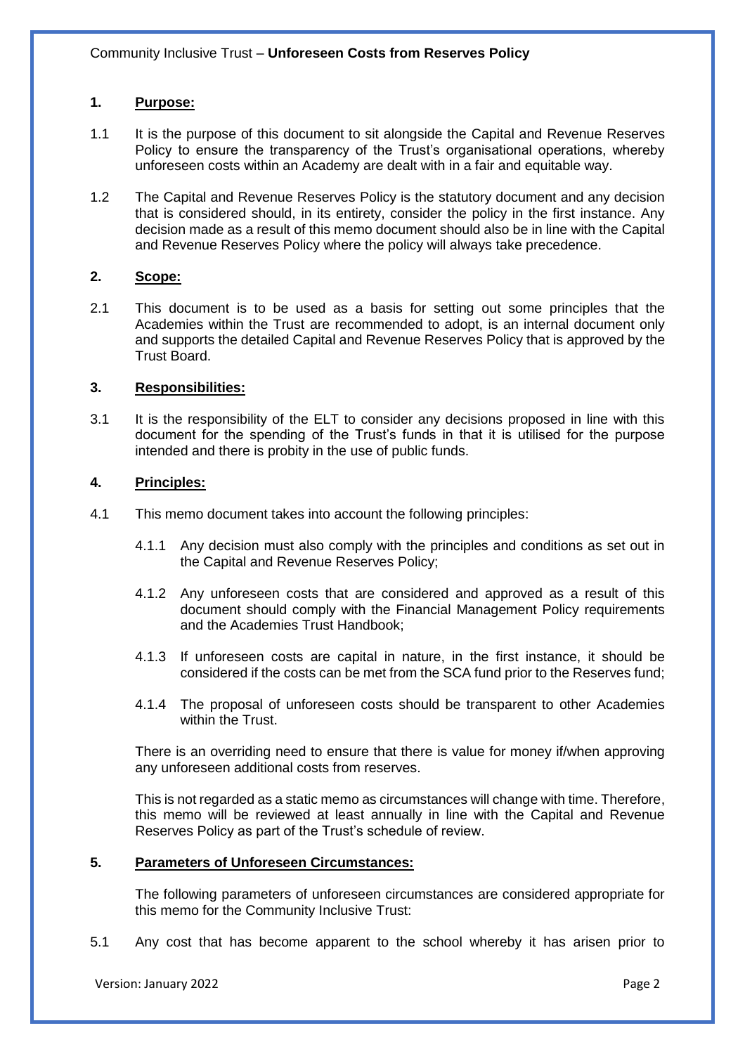## 1. Purpose:

1.1 It is the purpose of this document to sit alongside the Capital and Revenue Reserves Policy to ensure the transparency of the Trust's organisational operations, whereby unforeseen costs within an Academy are dealt with in a fair and equitable way.

1.2 The Capital and Revenue Reserves Policy is the statutory document and any decision that is considered should, in its entirety, consider the policy in the first instance. Any decision made as a result of this memo document should also be in line with the Capital and Revenue Reserves Policy where the policy will always take precedence.

## 2. Scope:

2.1 This document is to be used as a basis for setting out some principles that the Academies within the Trust are recommended to adopt, is an internal document only and supports the detailed Capital and Revenue Reserves Policy that is approved by the Trust Board.

## 3. Responsibilities:

3.1 It is the responsibility of the ELT to consider any decisions proposed in line with this document for the spending of the Trust's funds in that it is utilised for the purpose intended and there is probity in the use of public funds.

## 4. Principles:

4.1 This memo document takes into account the following principles:

4.1.1 Any decision must also comply with the principles and conditions as set out in the Capital and Revenue Reserves Policy;

4.1.2 Any unforeseen costs that are considered and approved as a result of this document should comply with the Financial Management Policy requirements and the Academies Trust Handbook;

4.1.3 If unforeseen costs are capital in nature, in the first instance, it should be considered if the costs can be met from the SCA fund prior to the Reserves fund;

4.1.4 The proposal of unforeseen costs should be transparent to other Academies within the Trust.

There is an overriding need to ensure that there is value for money if/when approving any unforeseen additional costs from reserves.

This is not regarded as a static memo as circumstances will change with time. Therefore, this memo will be reviewed at least annually in line with the Capital and Revenue Reserves Policy as part of the Trust's schedule of review.

## 5. Parameters of Unforeseen Circumstances:

The following parameters of unforeseen circumstances are considered appropriate for this memo for the Community Inclusive Trust:

5.1 Any cost that has become apparent to the school whereby it has arisen prior to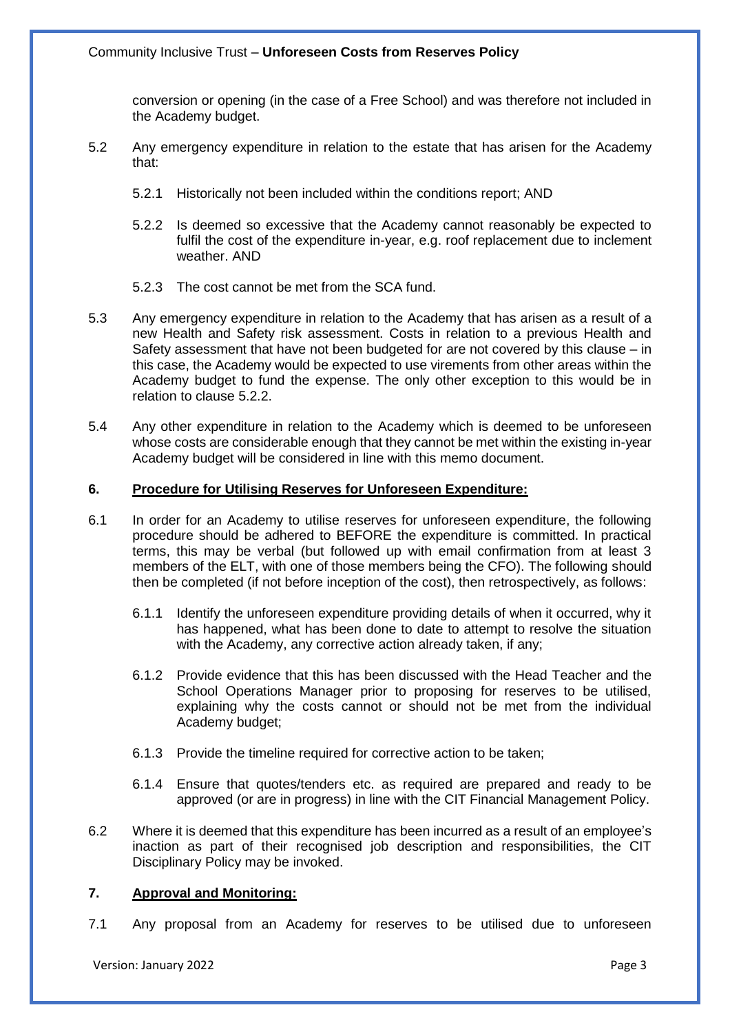conversion or opening (in the case of a Free School) and was therefore not included in the Academy budget.

5.2 Any emergency expenditure in relation to the estate that has arisen for the Academy that:

5.2.1 Historically not been included within the conditions report; AND

5.2.2 Is deemed so excessive that the Academy cannot reasonably be expected to fulfil the cost of the expenditure in-year, e.g. roof replacement due to inclement weather. AND

5.2.3 The cost cannot be met from the SCA fund.

5.3 Any emergency expenditure in relation to the Academy that has arisen as a result of a new Health and Safety risk assessment. Costs in relation to a previous Health and Safety assessment that have not been budgeted for are not covered by this clause – in this case, the Academy would be expected to use virements from other areas within the Academy budget to fund the expense. The only other exception to this would be in relation to clause 5.2.2.

5.4 Any other expenditure in relation to the Academy which is deemed to be unforeseen whose costs are considerable enough that they cannot be met within the existing in-year Academy budget will be considered in line with this memo document.

## 6. Procedure for Utilising Reserves for Unforeseen Expenditure:

6.1 In order for an Academy to utilise reserves for unforeseen expenditure, the following procedure should be adhered to BEFORE the expenditure is committed. In practical terms, this may be verbal (but followed up with email confirmation from at least 3 members of the ELT, with one of those members being the CFO). The following should then be completed (if not before inception of the cost), then retrospectively, as follows:

6.1.1 Identify the unforeseen expenditure providing details of when it occurred, why it has happened, what has been done to date to attempt to resolve the situation with the Academy, any corrective action already taken, if any;

6.1.2 Provide evidence that this has been discussed with the Head Teacher and the School Operations Manager prior to proposing for reserves to be utilised, explaining why the costs cannot or should not be met from the individual Academy budget;

6.1.3 Provide the timeline required for corrective action to be taken;

6.1.4 Ensure that quotes/tenders etc. as required are prepared and ready to be approved (or are in progress) in line with the CIT Financial Management Policy.

6.2 Where it is deemed that this expenditure has been incurred as a result of an employee's inaction as part of their recognised job description and responsibilities, the CIT Disciplinary Policy may be invoked.

## 7. Approval and Monitoring:

7.1 Any proposal from an Academy for reserves to be utilised due to unforeseen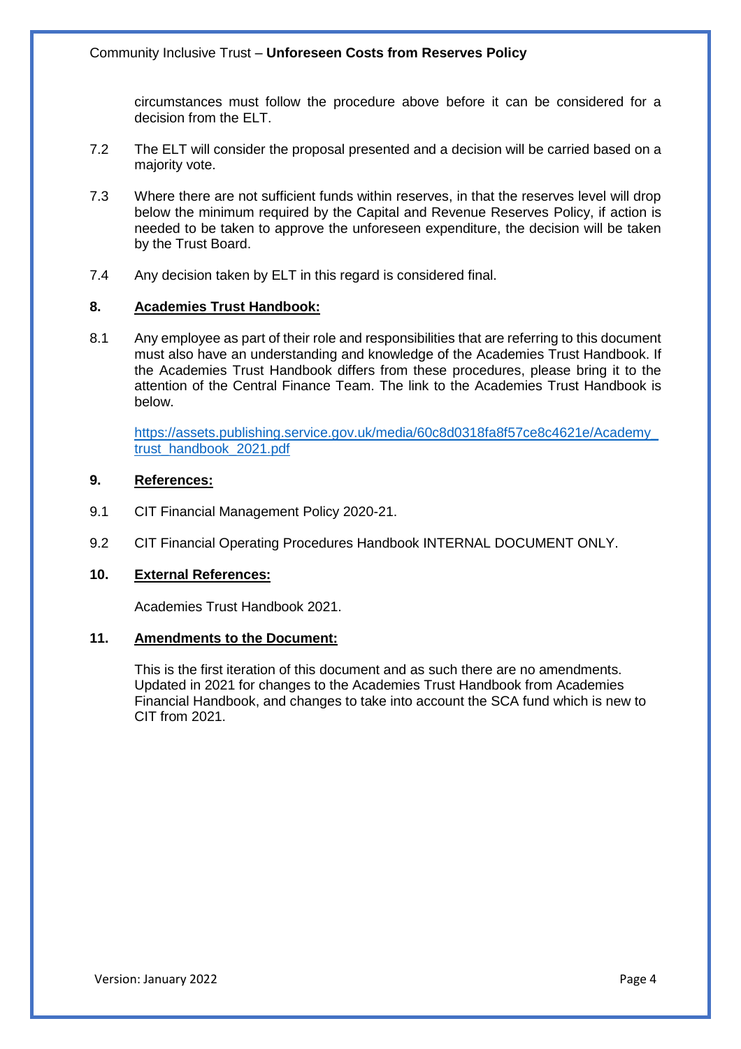circumstances must follow the procedure above before it can be considered for a decision from the ELT.

7.2 The ELT will consider the proposal presented and a decision will be carried based on a majority vote.

7.3 Where there are not sufficient funds within reserves, in that the reserves level will drop below the minimum required by the Capital and Revenue Reserves Policy, if action is needed to be taken to approve the unforeseen expenditure, the decision will be taken by the Trust Board.

7.4 Any decision taken by ELT in this regard is considered final.

## 8. Academies Trust Handbook:

8.1 Any employee as part of their role and responsibilities that are referring to this document must also have an understanding and knowledge of the Academies Trust Handbook. If the Academies Trust Handbook differs from these procedures, please bring it to the attention of the Central Finance Team. The link to the Academies Trust Handbook is below.

https://assets.publishing.service.gov.uk/media/60c8d0318fa8f57ce8c4621e/Academy_trust_handbook_2021.pdf

## 9. References:

9.1 CIT Financial Management Policy 2020-21.

9.2 CIT Financial Operating Procedures Handbook INTERNAL DOCUMENT ONLY.

## 10. External References:

Academies Trust Handbook 2021.

## 11. Amendments to the Document:

This is the first iteration of this document and as such there are no amendments.
Updated in 2021 for changes to the Academies Trust Handbook from Academies Financial Handbook, and changes to take into account the SCA fund which is new to CIT from 2021.